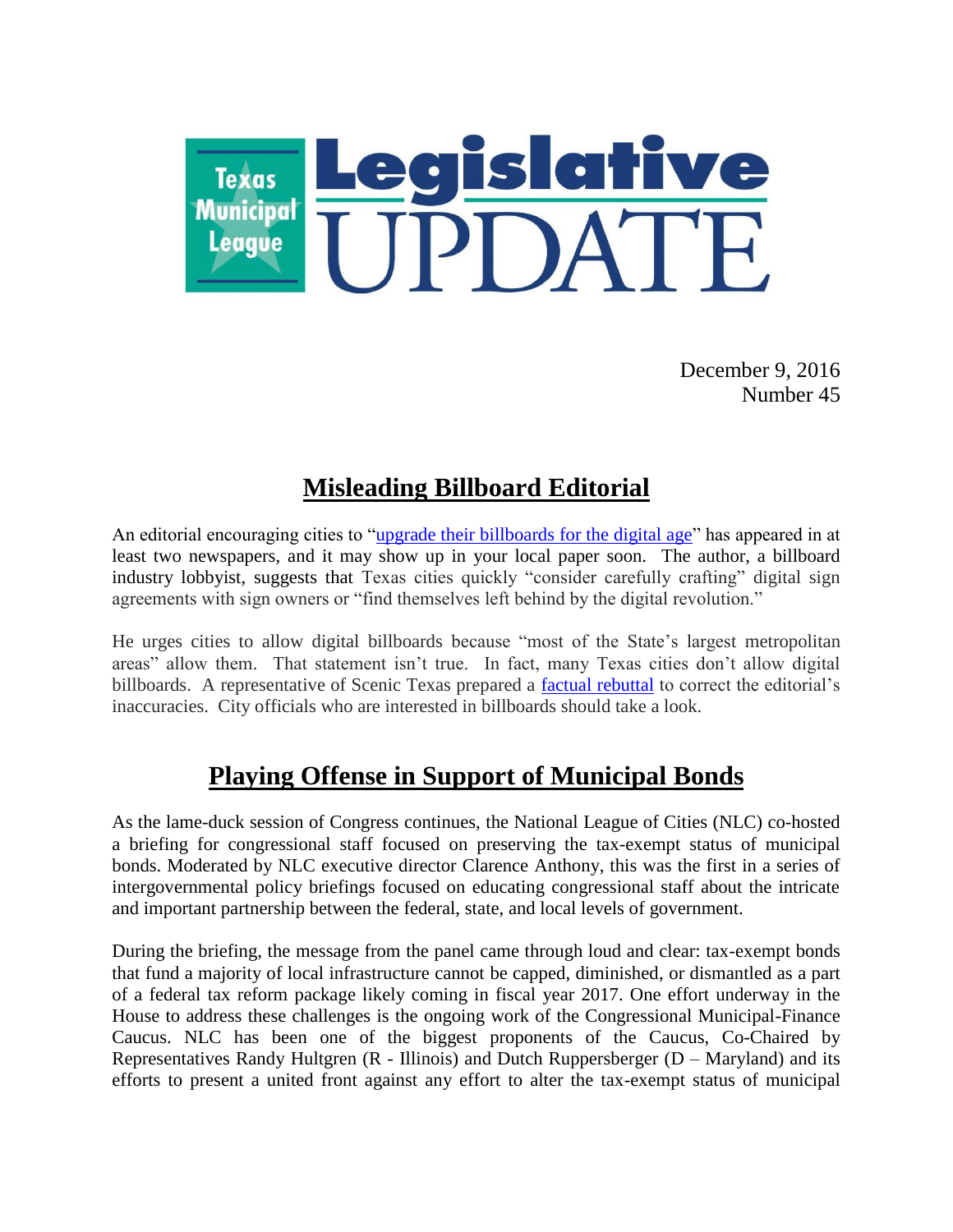# Texas Municipal League Legislative UPDATE

December 9, 2016
Number 45

## Misleading Billboard Editorial

An editorial encouraging cities to "upgrade their billboards for the digital age" has appeared in at least two newspapers, and it may show up in your local paper soon. The author, a billboard industry lobbyist, suggests that Texas cities quickly "consider carefully crafting" digital sign agreements with sign owners or "find themselves left behind by the digital revolution."

He urges cities to allow digital billboards because "most of the State's largest metropolitan areas" allow them. That statement isn't true. In fact, many Texas cities don't allow digital billboards. A representative of Scenic Texas prepared a factual rebuttal to correct the editorial's inaccuracies. City officials who are interested in billboards should take a look.

## Playing Offense in Support of Municipal Bonds

As the lame-duck session of Congress continues, the National League of Cities (NLC) co-hosted a briefing for congressional staff focused on preserving the tax-exempt status of municipal bonds. Moderated by NLC executive director Clarence Anthony, this was the first in a series of intergovernmental policy briefings focused on educating congressional staff about the intricate and important partnership between the federal, state, and local levels of government.

During the briefing, the message from the panel came through loud and clear: tax-exempt bonds that fund a majority of local infrastructure cannot be capped, diminished, or dismantled as a part of a federal tax reform package likely coming in fiscal year 2017. One effort underway in the House to address these challenges is the ongoing work of the Congressional Municipal-Finance Caucus. NLC has been one of the biggest proponents of the Caucus, Co-Chaired by Representatives Randy Hultgren (R - Illinois) and Dutch Ruppersberger (D – Maryland) and its efforts to present a united front against any effort to alter the tax-exempt status of municipal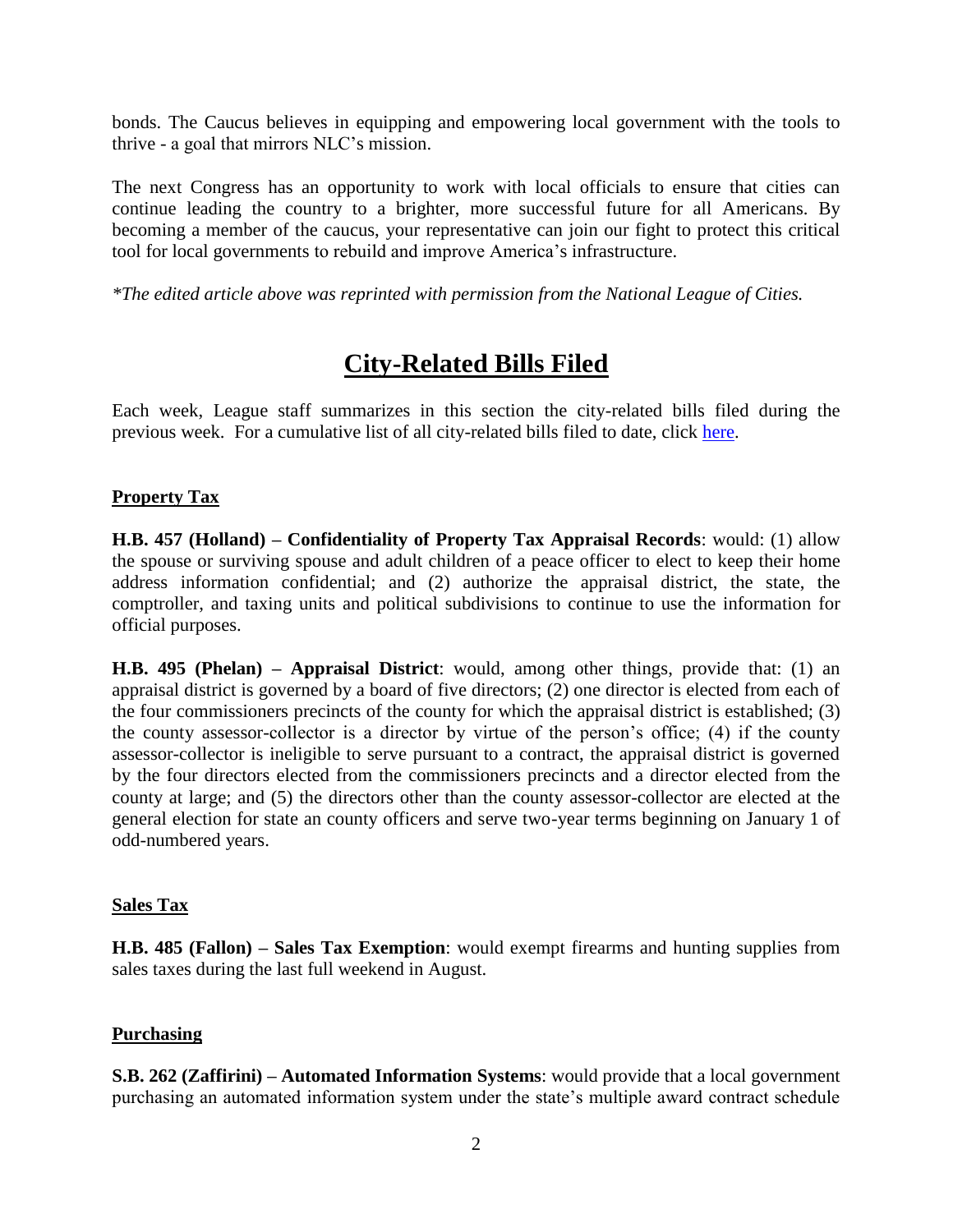bonds. The Caucus believes in equipping and empowering local government with the tools to thrive - a goal that mirrors NLC's mission.

The next Congress has an opportunity to work with local officials to ensure that cities can continue leading the country to a brighter, more successful future for all Americans. By becoming a member of the caucus, your representative can join our fight to protect this critical tool for local governments to rebuild and improve America's infrastructure.

*\*The edited article above was reprinted with permission from the National League of Cities.*

# City-Related Bills Filed

Each week, League staff summarizes in this section the city-related bills filed during the previous week. For a cumulative list of all city-related bills filed to date, click here.

## Property Tax

**H.B. 457 (Holland) – Confidentiality of Property Tax Appraisal Records**: would: (1) allow the spouse or surviving spouse and adult children of a peace officer to elect to keep their home address information confidential; and (2) authorize the appraisal district, the state, the comptroller, and taxing units and political subdivisions to continue to use the information for official purposes.

**H.B. 495 (Phelan) – Appraisal District**: would, among other things, provide that: (1) an appraisal district is governed by a board of five directors; (2) one director is elected from each of the four commissioners precincts of the county for which the appraisal district is established; (3) the county assessor-collector is a director by virtue of the person's office; (4) if the county assessor-collector is ineligible to serve pursuant to a contract, the appraisal district is governed by the four directors elected from the commissioners precincts and a director elected from the county at large; and (5) the directors other than the county assessor-collector are elected at the general election for state an county officers and serve two-year terms beginning on January 1 of odd-numbered years.

## Sales Tax

**H.B. 485 (Fallon) – Sales Tax Exemption**: would exempt firearms and hunting supplies from sales taxes during the last full weekend in August.

## Purchasing

**S.B. 262 (Zaffirini) – Automated Information Systems**: would provide that a local government purchasing an automated information system under the state's multiple award contract schedule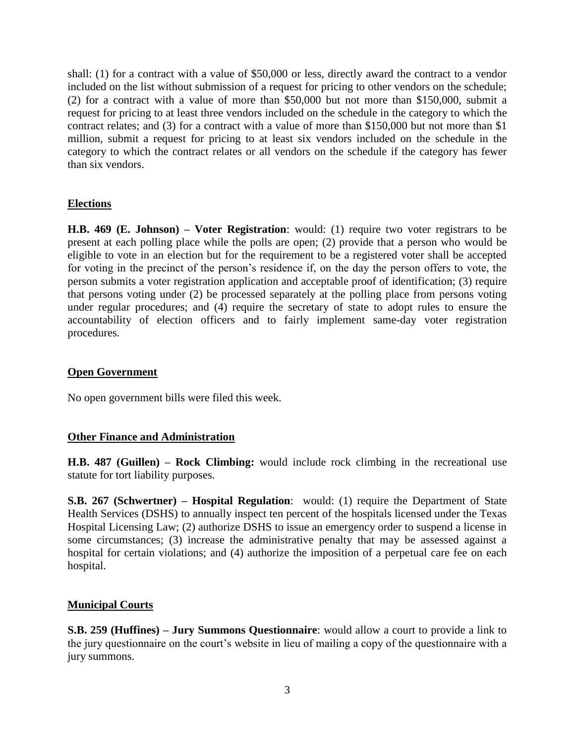shall: (1) for a contract with a value of $50,000 or less, directly award the contract to a vendor included on the list without submission of a request for pricing to other vendors on the schedule; (2) for a contract with a value of more than $50,000 but not more than $150,000, submit a request for pricing to at least three vendors included on the schedule in the category to which the contract relates; and (3) for a contract with a value of more than $150,000 but not more than $1 million, submit a request for pricing to at least six vendors included on the schedule in the category to which the contract relates or all vendors on the schedule if the category has fewer than six vendors.

## Elections

**H.B. 469 (E. Johnson) – Voter Registration**: would: (1) require two voter registrars to be present at each polling place while the polls are open; (2) provide that a person who would be eligible to vote in an election but for the requirement to be a registered voter shall be accepted for voting in the precinct of the person's residence if, on the day the person offers to vote, the person submits a voter registration application and acceptable proof of identification; (3) require that persons voting under (2) be processed separately at the polling place from persons voting under regular procedures; and (4) require the secretary of state to adopt rules to ensure the accountability of election officers and to fairly implement same-day voter registration procedures.

## Open Government

No open government bills were filed this week.

## Other Finance and Administration

**H.B. 487 (Guillen) – Rock Climbing:** would include rock climbing in the recreational use statute for tort liability purposes.

**S.B. 267 (Schwertner) – Hospital Regulation**: would: (1) require the Department of State Health Services (DSHS) to annually inspect ten percent of the hospitals licensed under the Texas Hospital Licensing Law; (2) authorize DSHS to issue an emergency order to suspend a license in some circumstances; (3) increase the administrative penalty that may be assessed against a hospital for certain violations; and (4) authorize the imposition of a perpetual care fee on each hospital.

## Municipal Courts

**S.B. 259 (Huffines) – Jury Summons Questionnaire**: would allow a court to provide a link to the jury questionnaire on the court's website in lieu of mailing a copy of the questionnaire with a jury summons.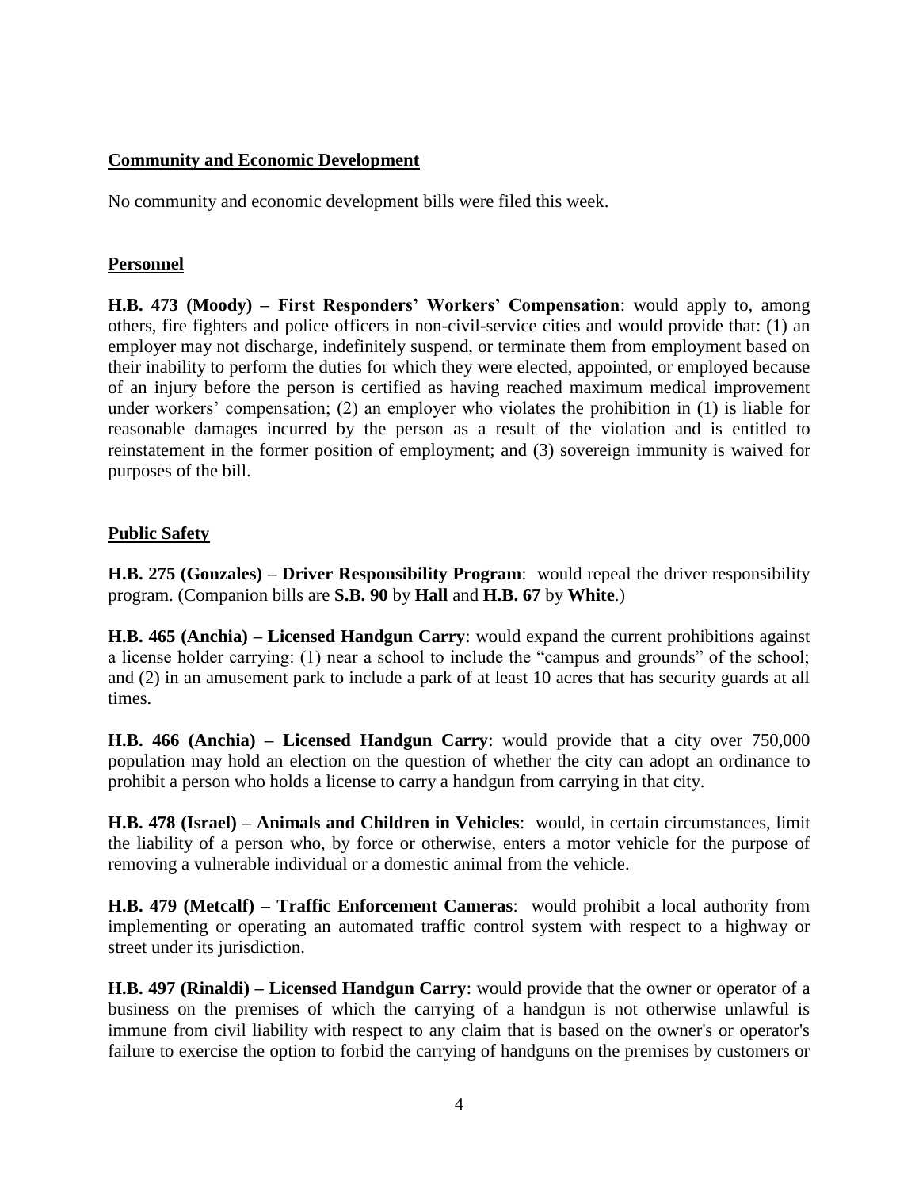**Community and Economic Development**

No community and economic development bills were filed this week.

**Personnel**

**H.B. 473 (Moody) – First Responders' Workers' Compensation**: would apply to, among others, fire fighters and police officers in non-civil-service cities and would provide that: (1) an employer may not discharge, indefinitely suspend, or terminate them from employment based on their inability to perform the duties for which they were elected, appointed, or employed because of an injury before the person is certified as having reached maximum medical improvement under workers' compensation; (2) an employer who violates the prohibition in (1) is liable for reasonable damages incurred by the person as a result of the violation and is entitled to reinstatement in the former position of employment; and (3) sovereign immunity is waived for purposes of the bill.

**Public Safety**

**H.B. 275 (Gonzales) – Driver Responsibility Program**: would repeal the driver responsibility program. (Companion bills are **S.B. 90** by **Hall** and **H.B. 67** by **White**.)

**H.B. 465 (Anchia) – Licensed Handgun Carry**: would expand the current prohibitions against a license holder carrying: (1) near a school to include the "campus and grounds" of the school; and (2) in an amusement park to include a park of at least 10 acres that has security guards at all times.

**H.B. 466 (Anchia) – Licensed Handgun Carry**: would provide that a city over 750,000 population may hold an election on the question of whether the city can adopt an ordinance to prohibit a person who holds a license to carry a handgun from carrying in that city.

**H.B. 478 (Israel) – Animals and Children in Vehicles**: would, in certain circumstances, limit the liability of a person who, by force or otherwise, enters a motor vehicle for the purpose of removing a vulnerable individual or a domestic animal from the vehicle.

**H.B. 479 (Metcalf) – Traffic Enforcement Cameras**: would prohibit a local authority from implementing or operating an automated traffic control system with respect to a highway or street under its jurisdiction.

**H.B. 497 (Rinaldi) – Licensed Handgun Carry**: would provide that the owner or operator of a business on the premises of which the carrying of a handgun is not otherwise unlawful is immune from civil liability with respect to any claim that is based on the owner's or operator's failure to exercise the option to forbid the carrying of handguns on the premises by customers or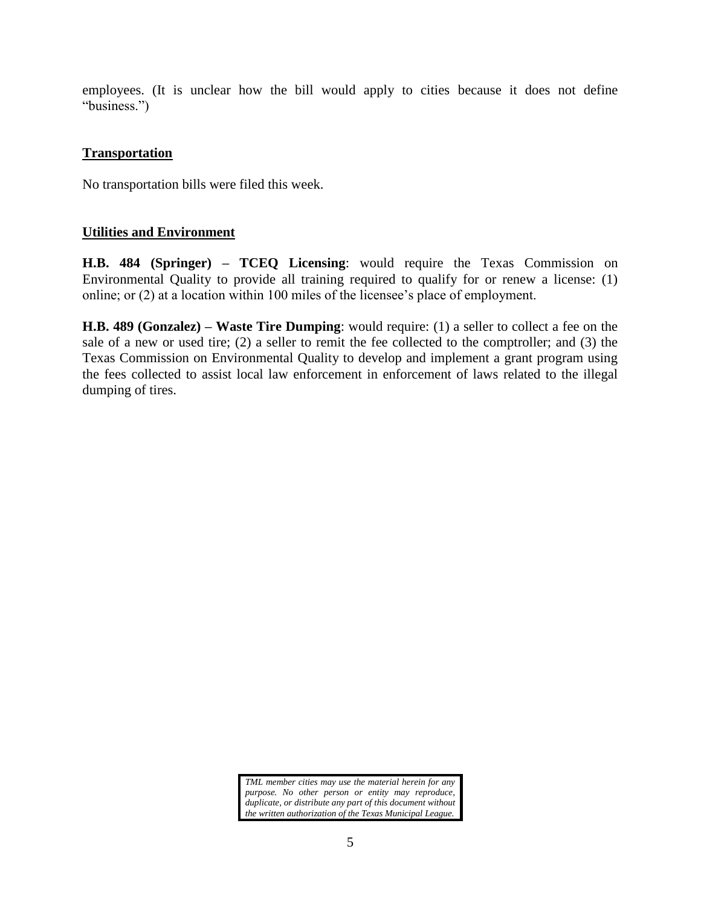employees. (It is unclear how the bill would apply to cities because it does not define "business.")

**Transportation**

No transportation bills were filed this week.

**Utilities and Environment**

**H.B. 484 (Springer) – TCEQ Licensing**: would require the Texas Commission on Environmental Quality to provide all training required to qualify for or renew a license: (1) online; or (2) at a location within 100 miles of the licensee's place of employment.

**H.B. 489 (Gonzalez) – Waste Tire Dumping**: would require: (1) a seller to collect a fee on the sale of a new or used tire; (2) a seller to remit the fee collected to the comptroller; and (3) the Texas Commission on Environmental Quality to develop and implement a grant program using the fees collected to assist local law enforcement in enforcement of laws related to the illegal dumping of tires.

*TML member cities may use the material herein for any purpose. No other person or entity may reproduce, duplicate, or distribute any part of this document without the written authorization of the Texas Municipal League.*